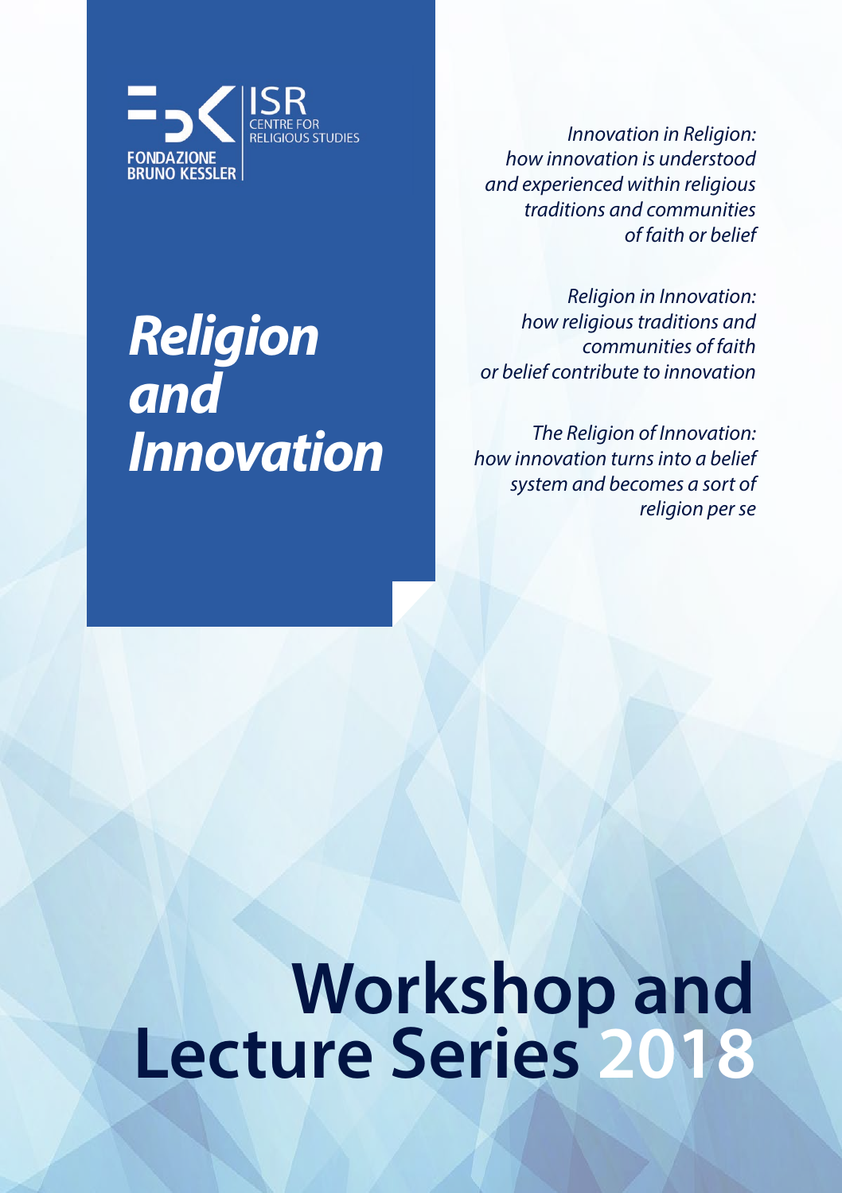FONDAZIONE BRUNO KESSLER

ISR CENTRE FOR RELIGIOUS STUDIES

# *Religion and Innovation*

*Innovation in Religion: how innovation is understood and experienced within religious traditions and communities of faith or belief*

*Religion in Innovation: how religious traditions and communities of faith or belief contribute to innovation*

*The Religion of Innovation: how innovation turns into a belief system and becomes a sort of religion per se*

# Workshop and Lecture Series 2018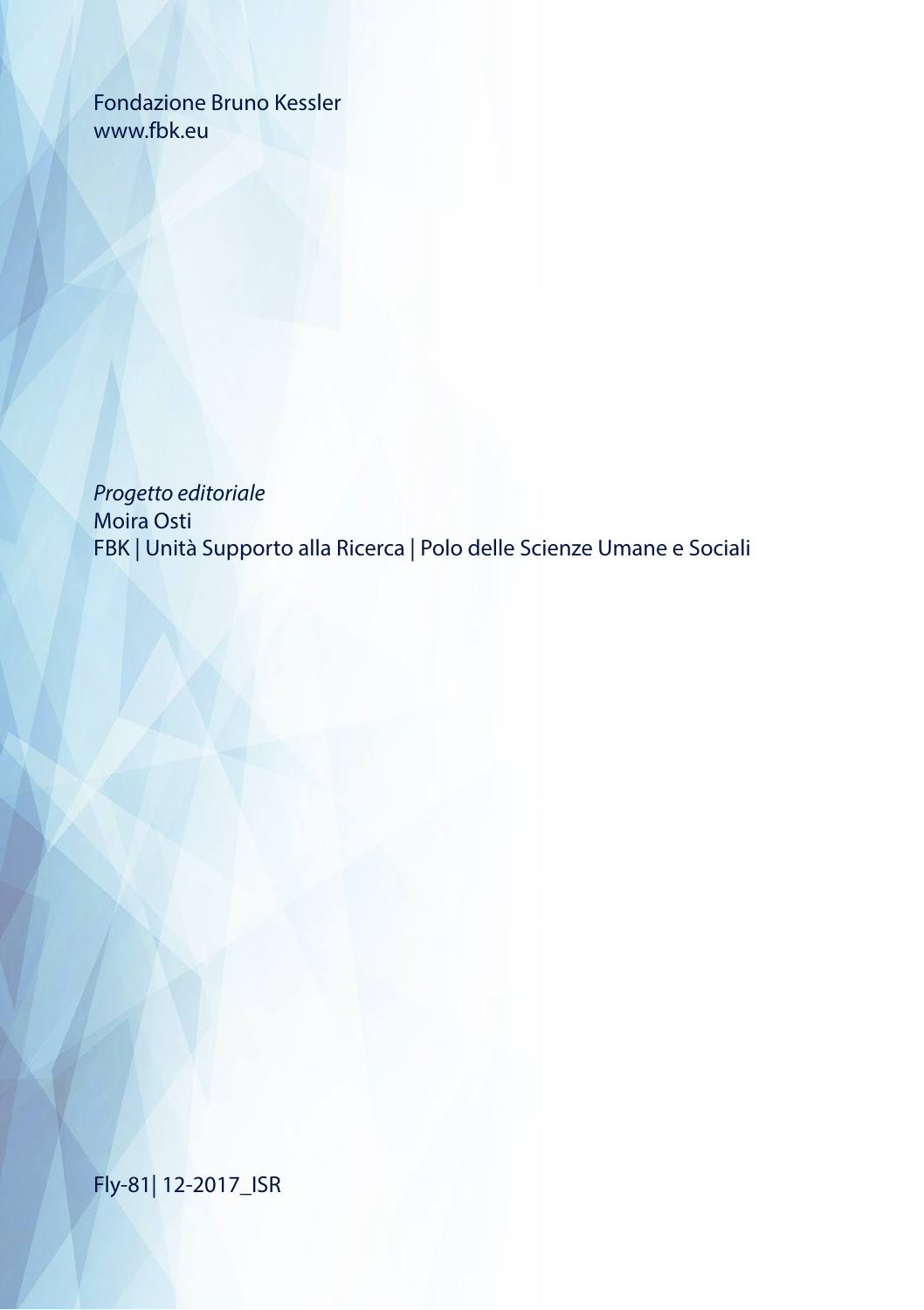Fondazione Bruno Kessler
www.fbk.eu

*Progetto editoriale*
Moira Osti
FBK | Unità Supporto alla Ricerca | Polo delle Scienze Umane e Sociali

Fly-81| 12-2017_ISR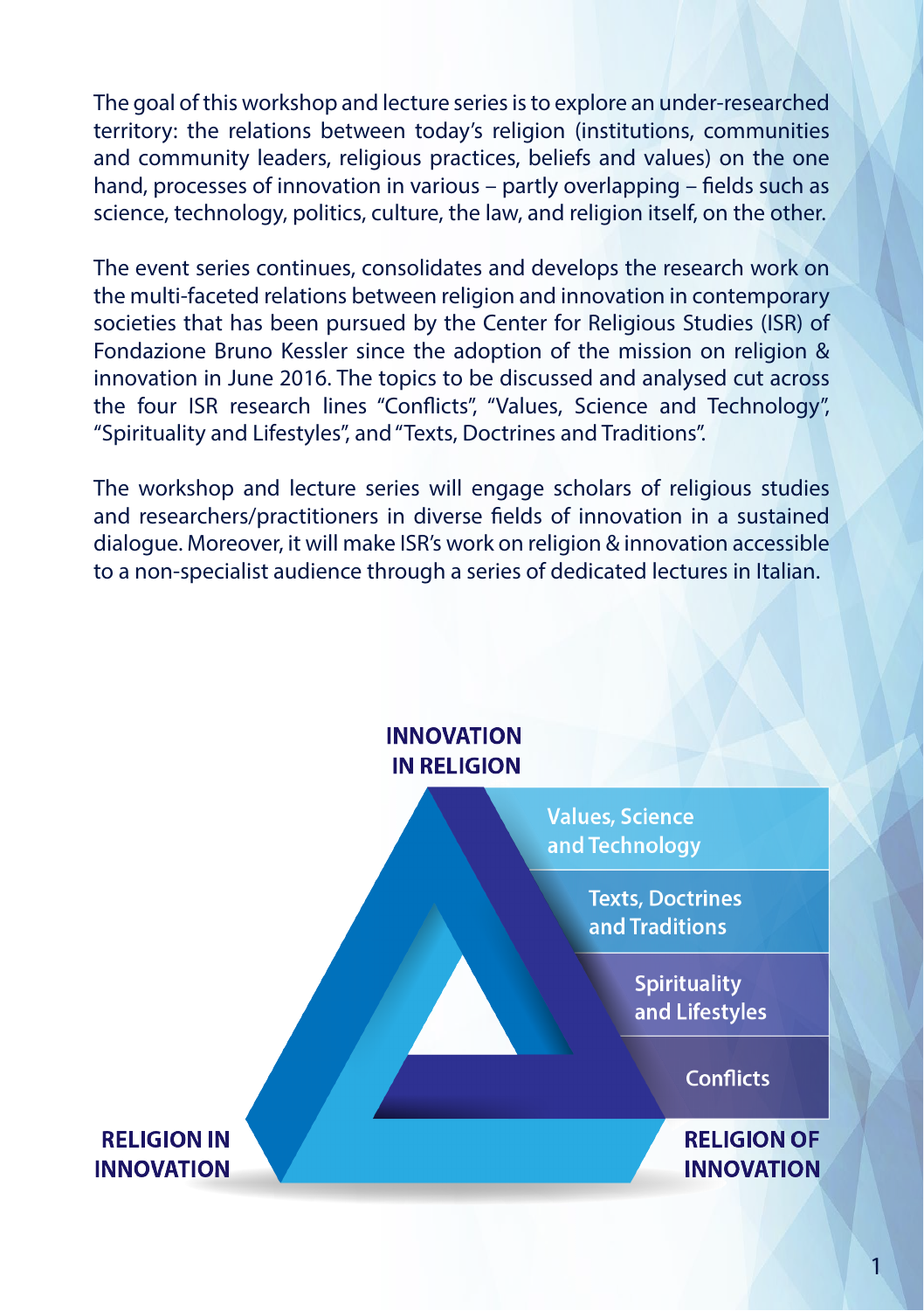The goal of this workshop and lecture series is to explore an under-researched territory: the relations between today's religion (institutions, communities and community leaders, religious practices, beliefs and values) on the one hand, processes of innovation in various – partly overlapping – fields such as science, technology, politics, culture, the law, and religion itself, on the other.

The event series continues, consolidates and develops the research work on the multi-faceted relations between religion and innovation in contemporary societies that has been pursued by the Center for Religious Studies (ISR) of Fondazione Bruno Kessler since the adoption of the mission on religion & innovation in June 2016. The topics to be discussed and analysed cut across the four ISR research lines "Conflicts", "Values, Science and Technology", "Spirituality and Lifestyles", and "Texts, Doctrines and Traditions".

The workshop and lecture series will engage scholars of religious studies and researchers/practitioners in diverse fields of innovation in a sustained dialogue. Moreover, it will make ISR's work on religion & innovation accessible to a non-specialist audience through a series of dedicated lectures in Italian.

**INNOVATION IN RELIGION**

- Values, Science and Technology
- Texts, Doctrines and Traditions
- Spirituality and Lifestyles
- Conflicts

**RELIGION IN INNOVATION**

**RELIGION OF INNOVATION**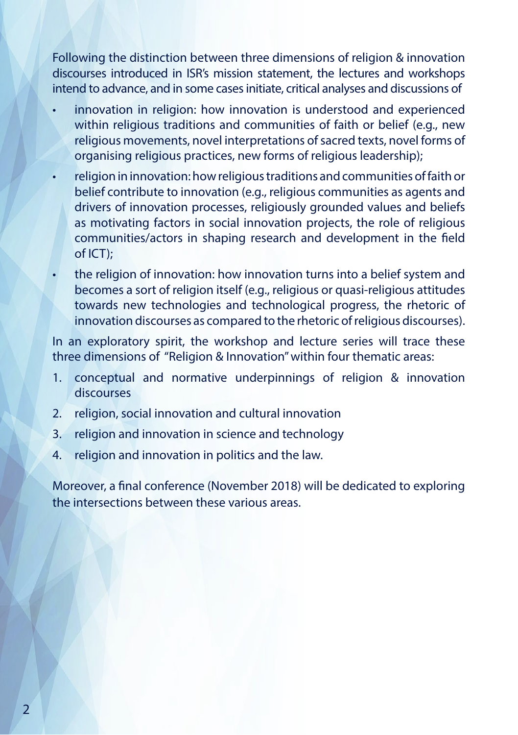Following the distinction between three dimensions of religion & innovation discourses introduced in ISR's mission statement, the lectures and workshops intend to advance, and in some cases initiate, critical analyses and discussions of

- innovation in religion: how innovation is understood and experienced within religious traditions and communities of faith or belief (e.g., new religious movements, novel interpretations of sacred texts, novel forms of organising religious practices, new forms of religious leadership);
- religion in innovation: how religious traditions and communities of faith or belief contribute to innovation (e.g., religious communities as agents and drivers of innovation processes, religiously grounded values and beliefs as motivating factors in social innovation projects, the role of religious communities/actors in shaping research and development in the field of ICT);
- the religion of innovation: how innovation turns into a belief system and becomes a sort of religion itself (e.g., religious or quasi-religious attitudes towards new technologies and technological progress, the rhetoric of innovation discourses as compared to the rhetoric of religious discourses).

In an exploratory spirit, the workshop and lecture series will trace these three dimensions of "Religion & Innovation" within four thematic areas:

1. conceptual and normative underpinnings of religion & innovation discourses
2. religion, social innovation and cultural innovation
3. religion and innovation in science and technology
4. religion and innovation in politics and the law.

Moreover, a final conference (November 2018) will be dedicated to exploring the intersections between these various areas.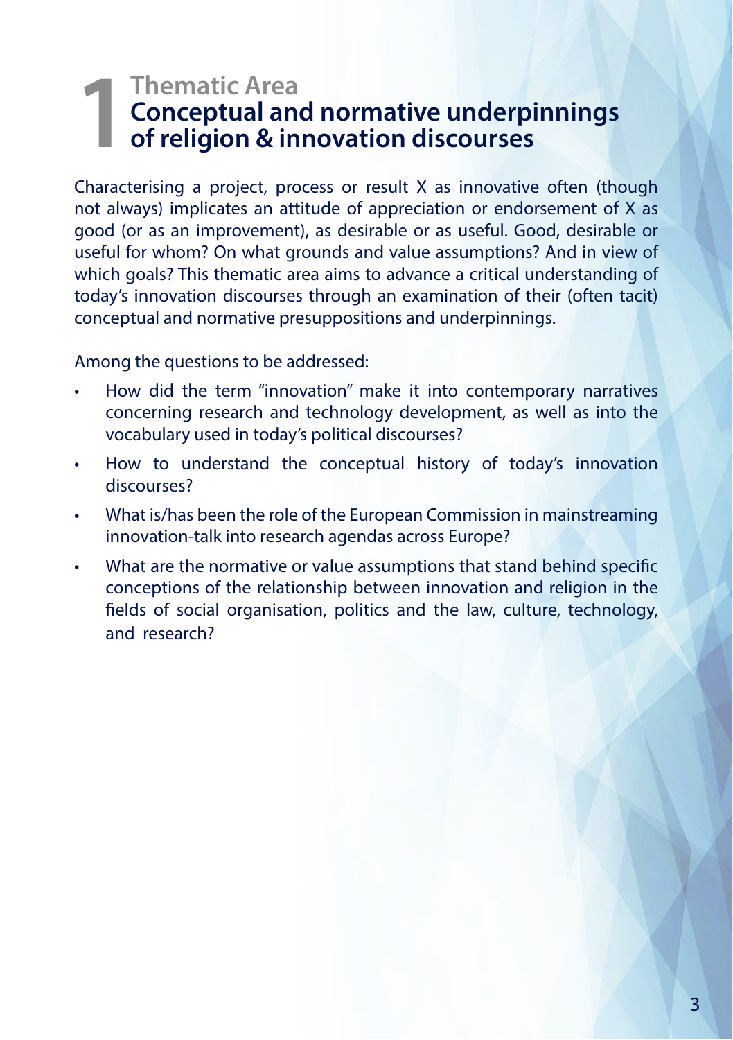# 1 Thematic Area
## Conceptual and normative underpinnings of religion & innovation discourses

Characterising a project, process or result X as innovative often (though not always) implicates an attitude of appreciation or endorsement of X as good (or as an improvement), as desirable or as useful. Good, desirable or useful for whom? On what grounds and value assumptions? And in view of which goals? This thematic area aims to advance a critical understanding of today's innovation discourses through an examination of their (often tacit) conceptual and normative presuppositions and underpinnings.

Among the questions to be addressed:

- How did the term "innovation" make it into contemporary narratives concerning research and technology development, as well as into the vocabulary used in today's political discourses?
- How to understand the conceptual history of today's innovation discourses?
- What is/has been the role of the European Commission in mainstreaming innovation-talk into research agendas across Europe?
- What are the normative or value assumptions that stand behind specific conceptions of the relationship between innovation and religion in the fields of social organisation, politics and the law, culture, technology, and research?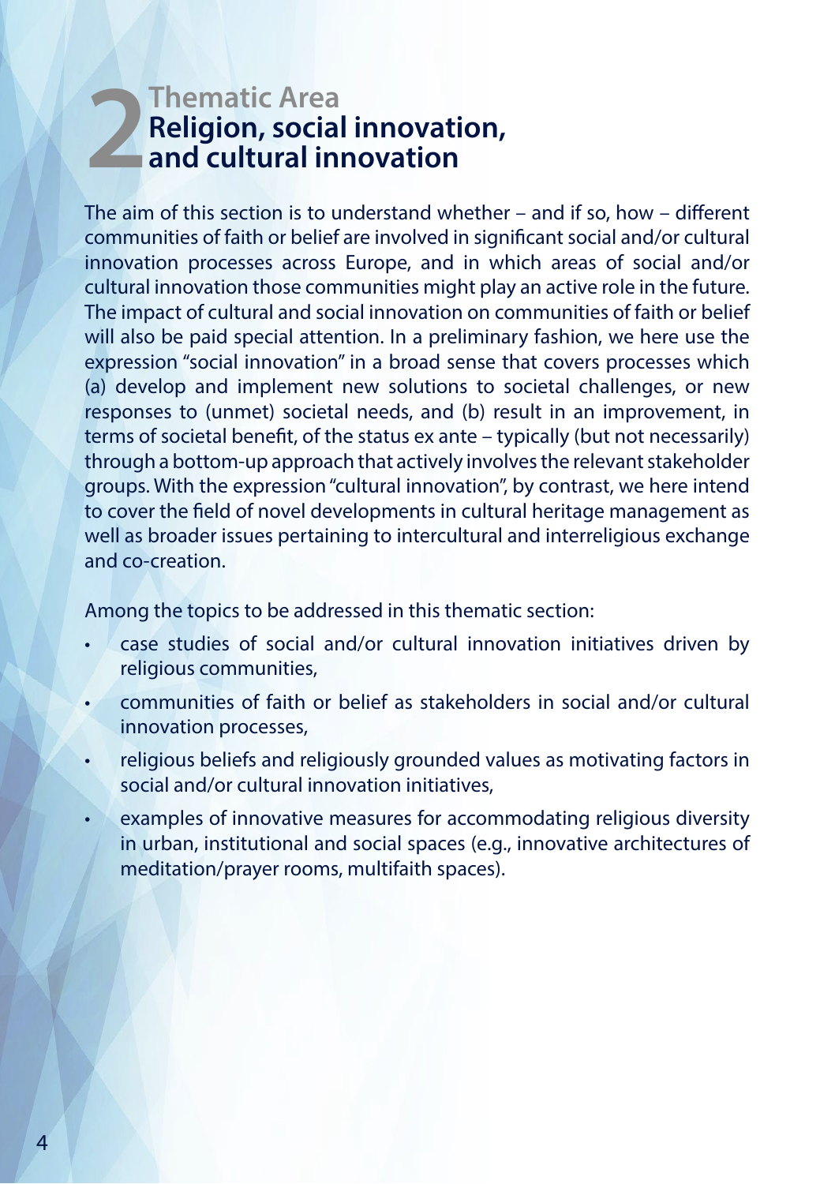# 2 Thematic Area
## Religion, social innovation, and cultural innovation

The aim of this section is to understand whether – and if so, how – different communities of faith or belief are involved in significant social and/or cultural innovation processes across Europe, and in which areas of social and/or cultural innovation those communities might play an active role in the future. The impact of cultural and social innovation on communities of faith or belief will also be paid special attention. In a preliminary fashion, we here use the expression "social innovation" in a broad sense that covers processes which (a) develop and implement new solutions to societal challenges, or new responses to (unmet) societal needs, and (b) result in an improvement, in terms of societal benefit, of the status ex ante – typically (but not necessarily) through a bottom-up approach that actively involves the relevant stakeholder groups. With the expression "cultural innovation", by contrast, we here intend to cover the field of novel developments in cultural heritage management as well as broader issues pertaining to intercultural and interreligious exchange and co-creation.

Among the topics to be addressed in this thematic section:

- case studies of social and/or cultural innovation initiatives driven by religious communities,
- communities of faith or belief as stakeholders in social and/or cultural innovation processes,
- religious beliefs and religiously grounded values as motivating factors in social and/or cultural innovation initiatives,
- examples of innovative measures for accommodating religious diversity in urban, institutional and social spaces (e.g., innovative architectures of meditation/prayer rooms, multifaith spaces).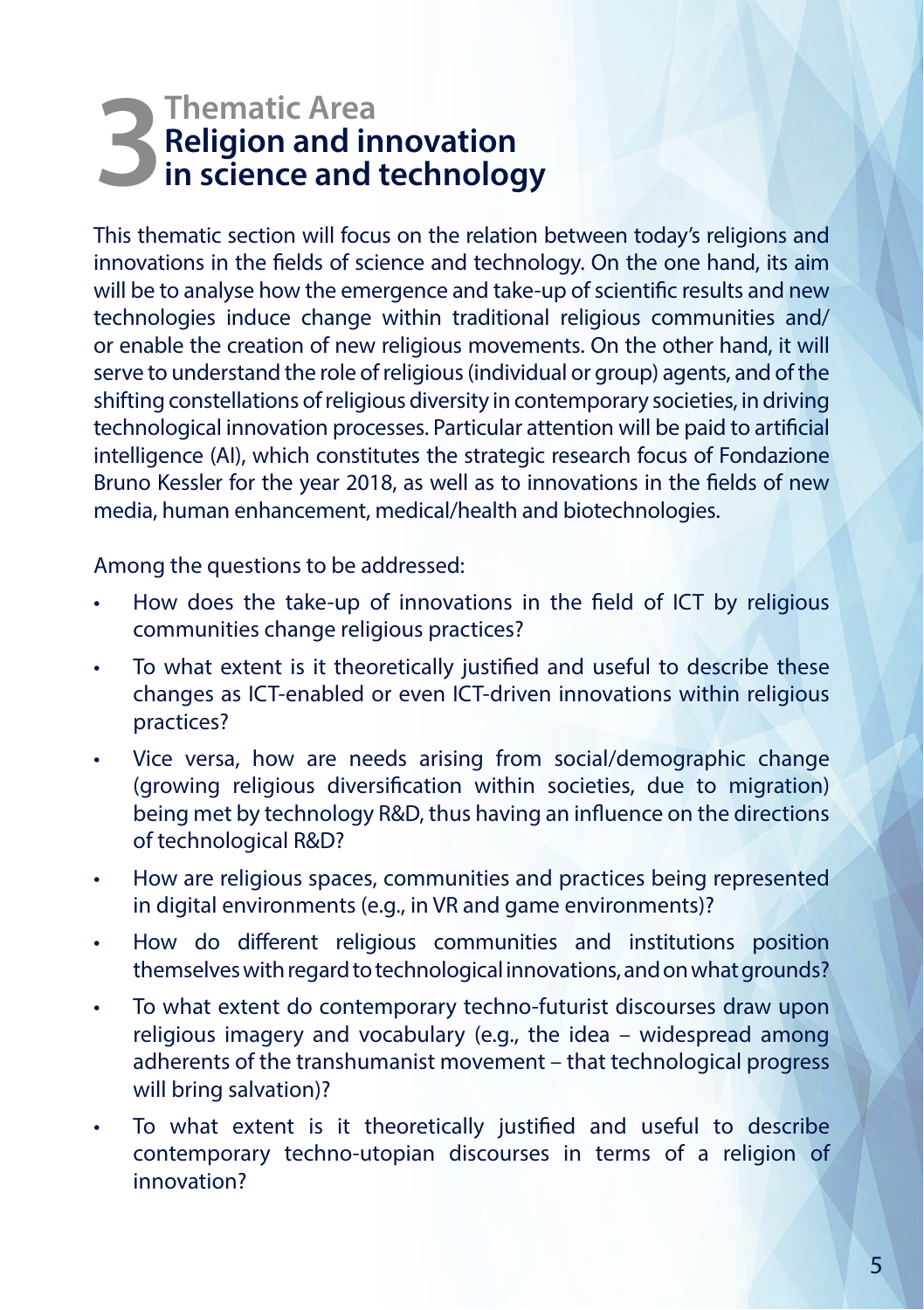# 3 Thematic Area Religion and innovation in science and technology

This thematic section will focus on the relation between today's religions and innovations in the fields of science and technology. On the one hand, its aim will be to analyse how the emergence and take-up of scientific results and new technologies induce change within traditional religious communities and/or enable the creation of new religious movements. On the other hand, it will serve to understand the role of religious (individual or group) agents, and of the shifting constellations of religious diversity in contemporary societies, in driving technological innovation processes. Particular attention will be paid to artificial intelligence (AI), which constitutes the strategic research focus of Fondazione Bruno Kessler for the year 2018, as well as to innovations in the fields of new media, human enhancement, medical/health and biotechnologies.

Among the questions to be addressed:

- How does the take-up of innovations in the field of ICT by religious communities change religious practices?
- To what extent is it theoretically justified and useful to describe these changes as ICT-enabled or even ICT-driven innovations within religious practices?
- Vice versa, how are needs arising from social/demographic change (growing religious diversification within societies, due to migration) being met by technology R&D, thus having an influence on the directions of technological R&D?
- How are religious spaces, communities and practices being represented in digital environments (e.g., in VR and game environments)?
- How do different religious communities and institutions position themselves with regard to technological innovations, and on what grounds?
- To what extent do contemporary techno-futurist discourses draw upon religious imagery and vocabulary (e.g., the idea – widespread among adherents of the transhumanist movement – that technological progress will bring salvation)?
- To what extent is it theoretically justified and useful to describe contemporary techno-utopian discourses in terms of a religion of innovation?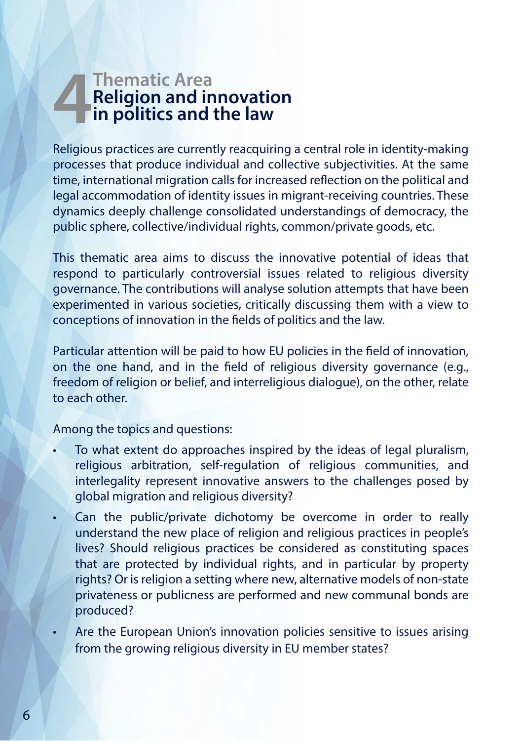# 4 Thematic Area
## Religion and innovation in politics and the law

Religious practices are currently reacquiring a central role in identity-making processes that produce individual and collective subjectivities. At the same time, international migration calls for increased reflection on the political and legal accommodation of identity issues in migrant-receiving countries. These dynamics deeply challenge consolidated understandings of democracy, the public sphere, collective/individual rights, common/private goods, etc.

This thematic area aims to discuss the innovative potential of ideas that respond to particularly controversial issues related to religious diversity governance. The contributions will analyse solution attempts that have been experimented in various societies, critically discussing them with a view to conceptions of innovation in the fields of politics and the law.

Particular attention will be paid to how EU policies in the field of innovation, on the one hand, and in the field of religious diversity governance (e.g., freedom of religion or belief, and interreligious dialogue), on the other, relate to each other.

Among the topics and questions:

- To what extent do approaches inspired by the ideas of legal pluralism, religious arbitration, self-regulation of religious communities, and interlegality represent innovative answers to the challenges posed by global migration and religious diversity?
- Can the public/private dichotomy be overcome in order to really understand the new place of religion and religious practices in people's lives? Should religious practices be considered as constituting spaces that are protected by individual rights, and in particular by property rights? Or is religion a setting where new, alternative models of non-state privateness or publicness are performed and new communal bonds are produced?
- Are the European Union's innovation policies sensitive to issues arising from the growing religious diversity in EU member states?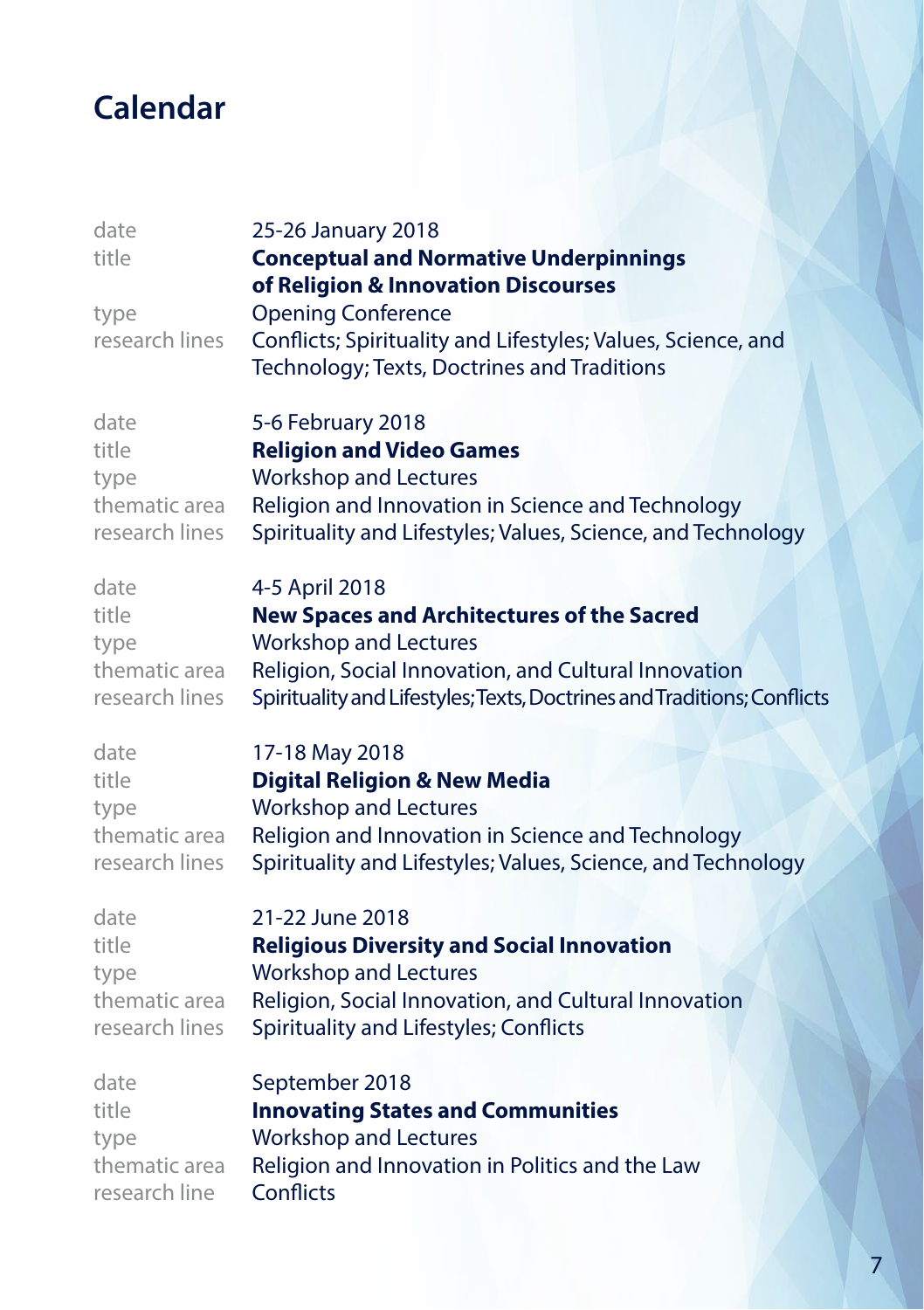# Calendar

| | |
|---|---|
| date | 25-26 January 2018 |
| title | **Conceptual and Normative Underpinnings of Religion & Innovation Discourses** |
| type | Opening Conference |
| research lines | Conflicts; Spirituality and Lifestyles; Values, Science, and Technology; Texts, Doctrines and Traditions |

| | |
|---|---|
| date | 5-6 February 2018 |
| title | **Religion and Video Games** |
| type | Workshop and Lectures |
| thematic area | Religion and Innovation in Science and Technology |
| research lines | Spirituality and Lifestyles; Values, Science, and Technology |

| | |
|---|---|
| date | 4-5 April 2018 |
| title | **New Spaces and Architectures of the Sacred** |
| type | Workshop and Lectures |
| thematic area | Religion, Social Innovation, and Cultural Innovation |
| research lines | Spirituality and Lifestyles; Texts, Doctrines and Traditions; Conflicts |

| | |
|---|---|
| date | 17-18 May 2018 |
| title | **Digital Religion & New Media** |
| type | Workshop and Lectures |
| thematic area | Religion and Innovation in Science and Technology |
| research lines | Spirituality and Lifestyles; Values, Science, and Technology |

| | |
|---|---|
| date | 21-22 June 2018 |
| title | **Religious Diversity and Social Innovation** |
| type | Workshop and Lectures |
| thematic area | Religion, Social Innovation, and Cultural Innovation |
| research lines | Spirituality and Lifestyles; Conflicts |

| | |
|---|---|
| date | September 2018 |
| title | **Innovating States and Communities** |
| type | Workshop and Lectures |
| thematic area | Religion and Innovation in Politics and the Law |
| research line | Conflicts |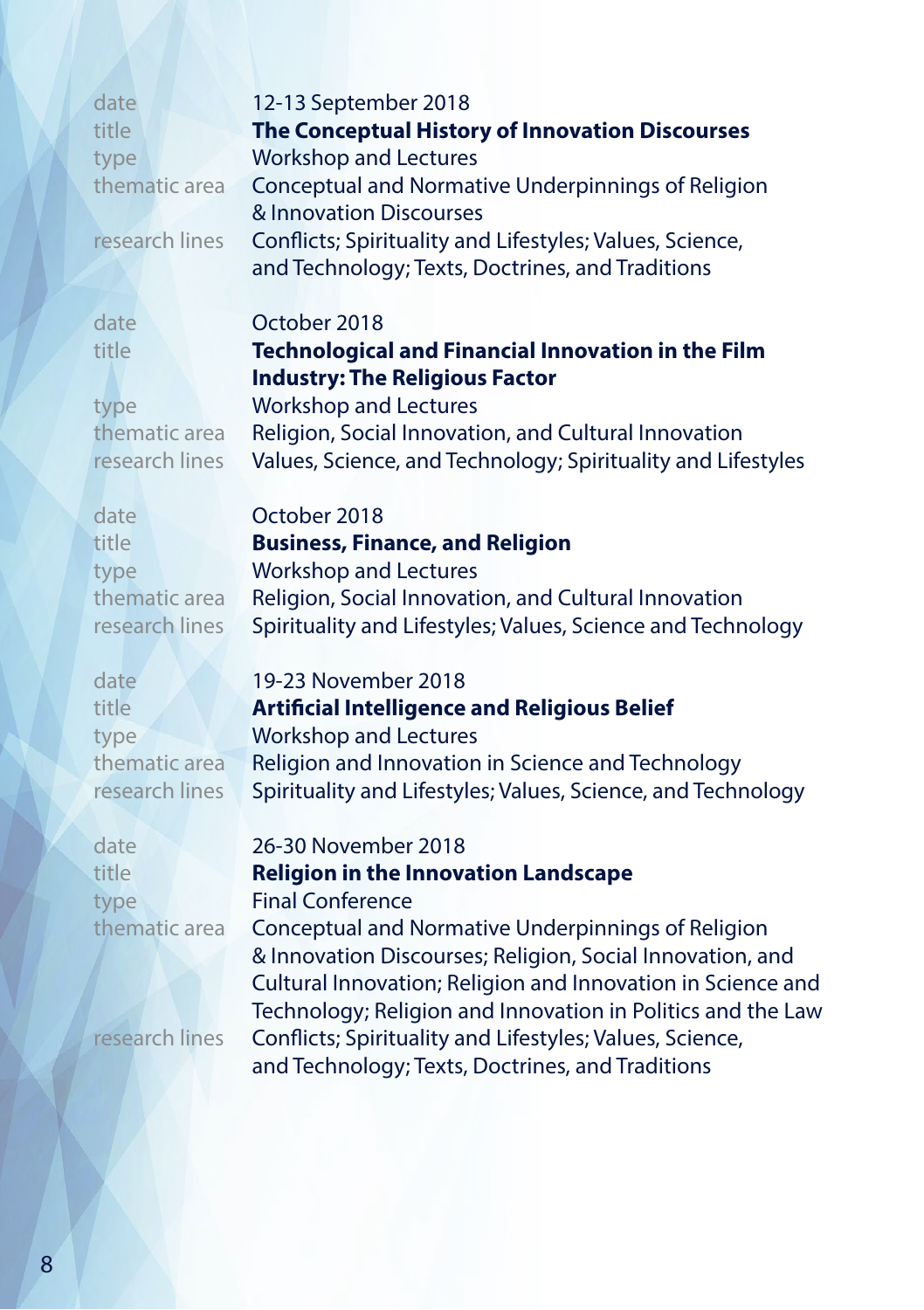date 12-13 September 2018
title **The Conceptual History of Innovation Discourses**
type Workshop and Lectures
thematic area Conceptual and Normative Underpinnings of Religion & Innovation Discourses
research lines Conflicts; Spirituality and Lifestyles; Values, Science, and Technology; Texts, Doctrines, and Traditions

date October 2018
title **Technological and Financial Innovation in the Film Industry: The Religious Factor**
type Workshop and Lectures
thematic area Religion, Social Innovation, and Cultural Innovation
research lines Values, Science, and Technology; Spirituality and Lifestyles

date October 2018
title **Business, Finance, and Religion**
type Workshop and Lectures
thematic area Religion, Social Innovation, and Cultural Innovation
research lines Spirituality and Lifestyles; Values, Science and Technology

date 19-23 November 2018
title **Artificial Intelligence and Religious Belief**
type Workshop and Lectures
thematic area Religion and Innovation in Science and Technology
research lines Spirituality and Lifestyles; Values, Science, and Technology

date 26-30 November 2018
title **Religion in the Innovation Landscape**
type Final Conference
thematic area Conceptual and Normative Underpinnings of Religion & Innovation Discourses; Religion, Social Innovation, and Cultural Innovation; Religion and Innovation in Science and Technology; Religion and Innovation in Politics and the Law
research lines Conflicts; Spirituality and Lifestyles; Values, Science, and Technology; Texts, Doctrines, and Traditions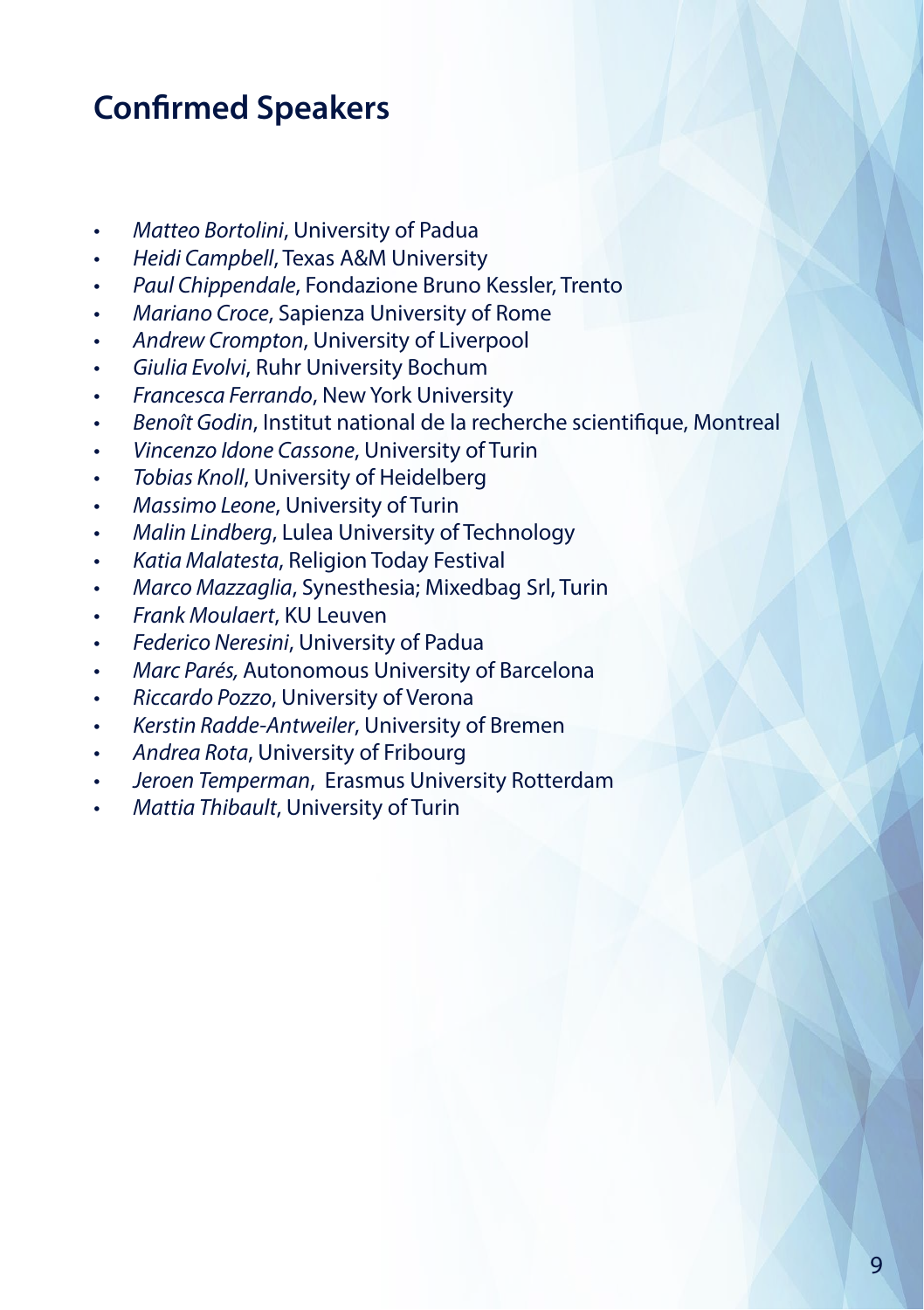## Confirmed Speakers

- *Matteo Bortolini*, University of Padua
- *Heidi Campbell*, Texas A&M University
- *Paul Chippendale*, Fondazione Bruno Kessler, Trento
- *Mariano Croce*, Sapienza University of Rome
- *Andrew Crompton*, University of Liverpool
- *Giulia Evolvi*, Ruhr University Bochum
- *Francesca Ferrando*, New York University
- *Benoît Godin*, Institut national de la recherche scientifique, Montreal
- *Vincenzo Idone Cassone*, University of Turin
- *Tobias Knoll*, University of Heidelberg
- *Massimo Leone*, University of Turin
- *Malin Lindberg*, Lulea University of Technology
- *Katia Malatesta*, Religion Today Festival
- *Marco Mazzaglia*, Synesthesia; Mixedbag Srl, Turin
- *Frank Moulaert*, KU Leuven
- *Federico Neresini*, University of Padua
- *Marc Parés,* Autonomous University of Barcelona
- *Riccardo Pozzo*, University of Verona
- *Kerstin Radde-Antweiler*, University of Bremen
- *Andrea Rota*, University of Fribourg
- *Jeroen Temperman*, Erasmus University Rotterdam
- *Mattia Thibault*, University of Turin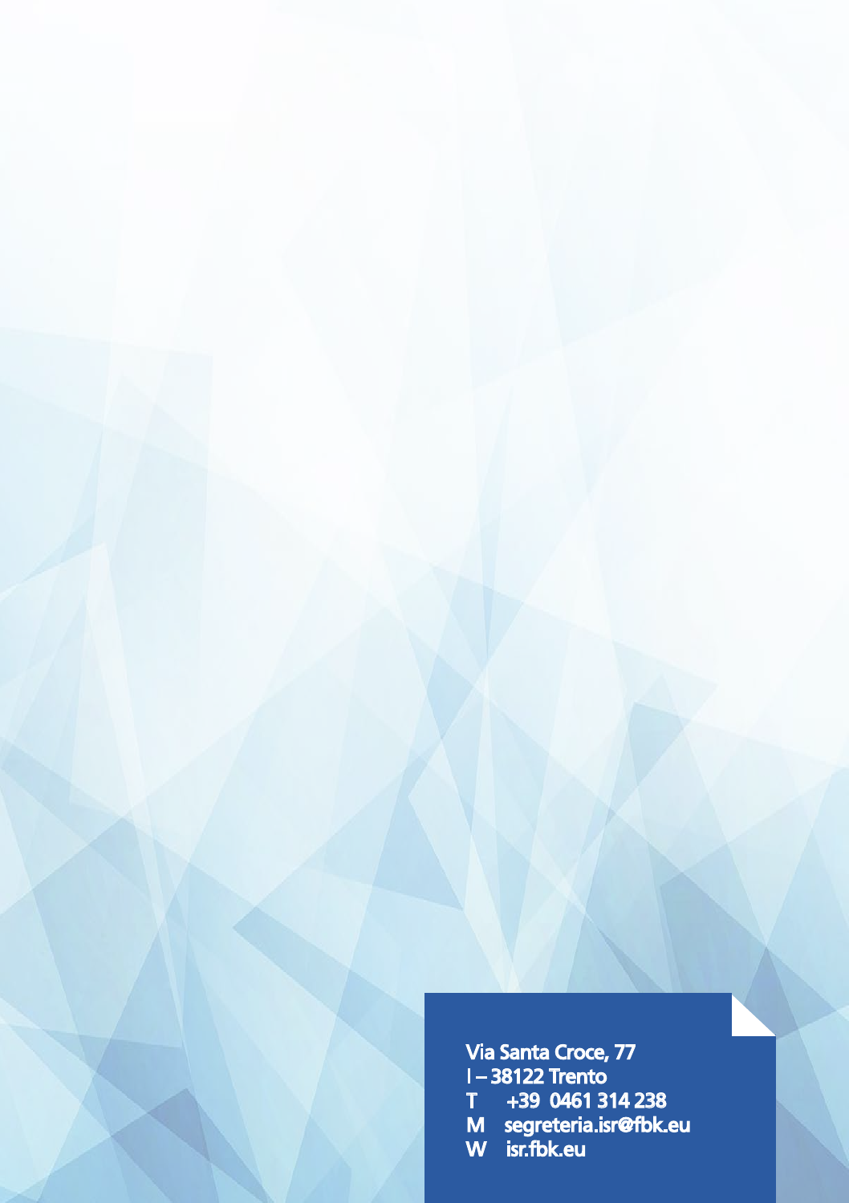Via Santa Croce, 77
I – 38122 Trento
T +39 0461 314 238
M segreteria.isr@fbk.eu
W isr.fbk.eu